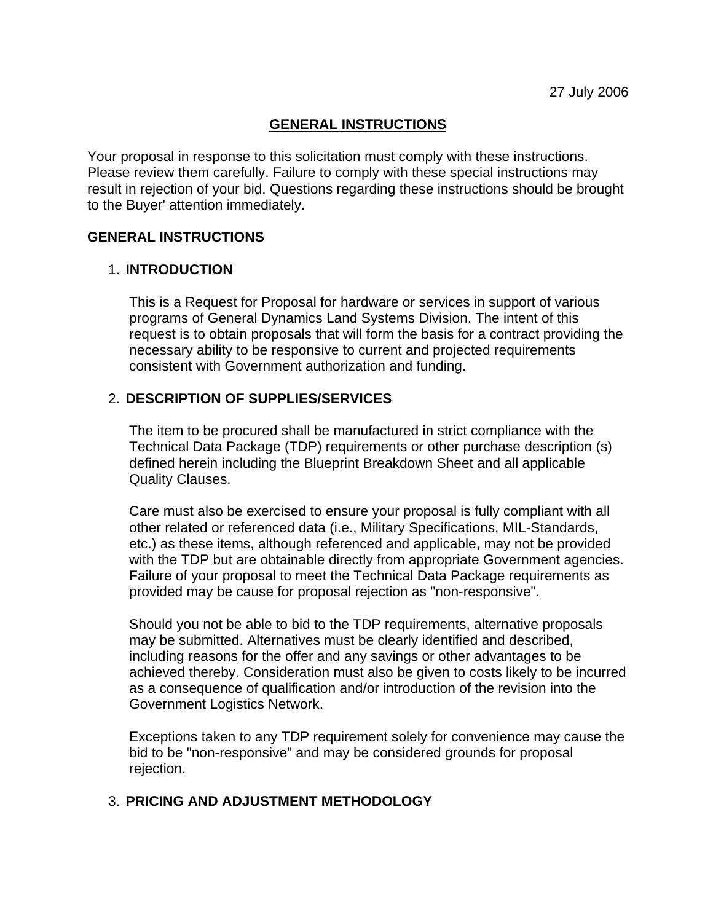27 July 2006

# GENERAL INSTRUCTIONS

Your proposal in response to this solicitation must comply with these instructions. Please review them carefully. Failure to comply with these special instructions may result in rejection of your bid. Questions regarding these instructions should be brought to the Buyer' attention immediately.

## GENERAL INSTRUCTIONS

1. **INTRODUCTION**

   This is a Request for Proposal for hardware or services in support of various programs of General Dynamics Land Systems Division. The intent of this request is to obtain proposals that will form the basis for a contract providing the necessary ability to be responsive to current and projected requirements consistent with Government authorization and funding.

2. **DESCRIPTION OF SUPPLIES/SERVICES**

   The item to be procured shall be manufactured in strict compliance with the Technical Data Package (TDP) requirements or other purchase description (s) defined herein including the Blueprint Breakdown Sheet and all applicable Quality Clauses.

   Care must also be exercised to ensure your proposal is fully compliant with all other related or referenced data (i.e., Military Specifications, MIL-Standards, etc.) as these items, although referenced and applicable, may not be provided with the TDP but are obtainable directly from appropriate Government agencies. Failure of your proposal to meet the Technical Data Package requirements as provided may be cause for proposal rejection as "non-responsive".

   Should you not be able to bid to the TDP requirements, alternative proposals may be submitted. Alternatives must be clearly identified and described, including reasons for the offer and any savings or other advantages to be achieved thereby. Consideration must also be given to costs likely to be incurred as a consequence of qualification and/or introduction of the revision into the Government Logistics Network.

   Exceptions taken to any TDP requirement solely for convenience may cause the bid to be "non-responsive" and may be considered grounds for proposal rejection.

3. **PRICING AND ADJUSTMENT METHODOLOGY**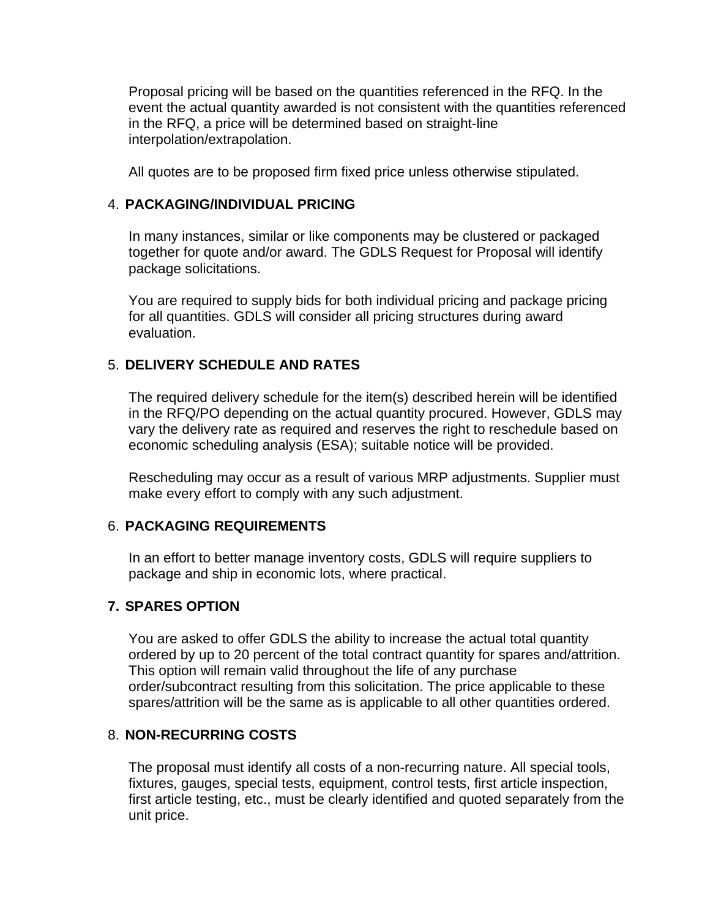Proposal pricing will be based on the quantities referenced in the RFQ. In the event the actual quantity awarded is not consistent with the quantities referenced in the RFQ, a price will be determined based on straight-line interpolation/extrapolation.

All quotes are to be proposed firm fixed price unless otherwise stipulated.

4. **PACKAGING/INDIVIDUAL PRICING**

In many instances, similar or like components may be clustered or packaged together for quote and/or award. The GDLS Request for Proposal will identify package solicitations.

You are required to supply bids for both individual pricing and package pricing for all quantities. GDLS will consider all pricing structures during award evaluation.

5. **DELIVERY SCHEDULE AND RATES**

The required delivery schedule for the item(s) described herein will be identified in the RFQ/PO depending on the actual quantity procured. However, GDLS may vary the delivery rate as required and reserves the right to reschedule based on economic scheduling analysis (ESA); suitable notice will be provided.

Rescheduling may occur as a result of various MRP adjustments. Supplier must make every effort to comply with any such adjustment.

6. **PACKAGING REQUIREMENTS**

In an effort to better manage inventory costs, GDLS will require suppliers to package and ship in economic lots, where practical.

**7. SPARES OPTION**

You are asked to offer GDLS the ability to increase the actual total quantity ordered by up to 20 percent of the total contract quantity for spares and/attrition. This option will remain valid throughout the life of any purchase order/subcontract resulting from this solicitation. The price applicable to these spares/attrition will be the same as is applicable to all other quantities ordered.

8. **NON-RECURRING COSTS**

The proposal must identify all costs of a non-recurring nature. All special tools, fixtures, gauges, special tests, equipment, control tests, first article inspection, first article testing, etc., must be clearly identified and quoted separately from the unit price.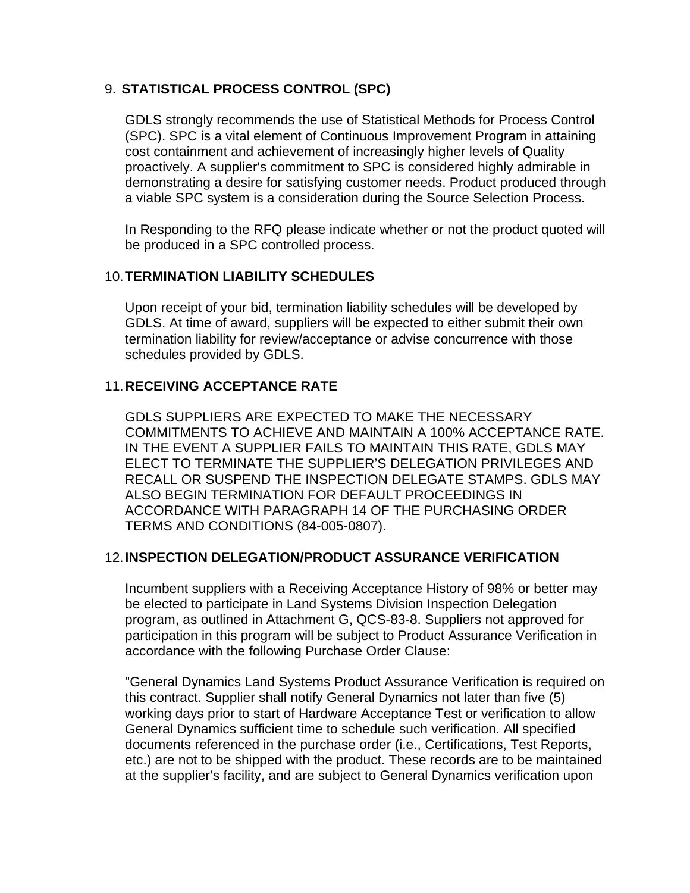## 9. STATISTICAL PROCESS CONTROL (SPC)

GDLS strongly recommends the use of Statistical Methods for Process Control (SPC). SPC is a vital element of Continuous Improvement Program in attaining cost containment and achievement of increasingly higher levels of Quality proactively. A supplier's commitment to SPC is considered highly admirable in demonstrating a desire for satisfying customer needs. Product produced through a viable SPC system is a consideration during the Source Selection Process.

In Responding to the RFQ please indicate whether or not the product quoted will be produced in a SPC controlled process.

## 10. TERMINATION LIABILITY SCHEDULES

Upon receipt of your bid, termination liability schedules will be developed by GDLS. At time of award, suppliers will be expected to either submit their own termination liability for review/acceptance or advise concurrence with those schedules provided by GDLS.

## 11. RECEIVING ACCEPTANCE RATE

GDLS SUPPLIERS ARE EXPECTED TO MAKE THE NECESSARY COMMITMENTS TO ACHIEVE AND MAINTAIN A 100% ACCEPTANCE RATE. IN THE EVENT A SUPPLIER FAILS TO MAINTAIN THIS RATE, GDLS MAY ELECT TO TERMINATE THE SUPPLIER'S DELEGATION PRIVILEGES AND RECALL OR SUSPEND THE INSPECTION DELEGATE STAMPS. GDLS MAY ALSO BEGIN TERMINATION FOR DEFAULT PROCEEDINGS IN ACCORDANCE WITH PARAGRAPH 14 OF THE PURCHASING ORDER TERMS AND CONDITIONS (84-005-0807).

## 12. INSPECTION DELEGATION/PRODUCT ASSURANCE VERIFICATION

Incumbent suppliers with a Receiving Acceptance History of 98% or better may be elected to participate in Land Systems Division Inspection Delegation program, as outlined in Attachment G, QCS-83-8. Suppliers not approved for participation in this program will be subject to Product Assurance Verification in accordance with the following Purchase Order Clause:

"General Dynamics Land Systems Product Assurance Verification is required on this contract. Supplier shall notify General Dynamics not later than five (5) working days prior to start of Hardware Acceptance Test or verification to allow General Dynamics sufficient time to schedule such verification. All specified documents referenced in the purchase order (i.e., Certifications, Test Reports, etc.) are not to be shipped with the product. These records are to be maintained at the supplier's facility, and are subject to General Dynamics verification upon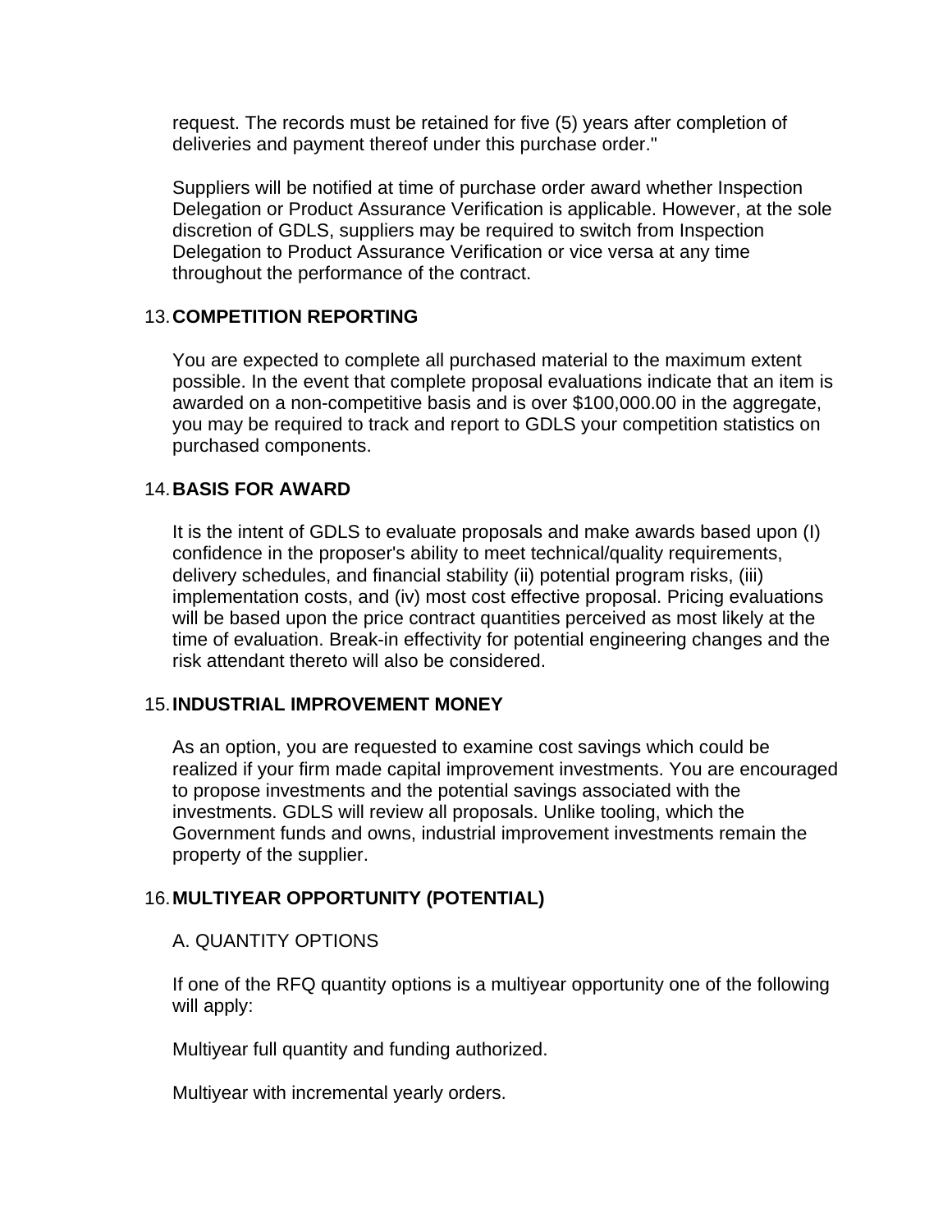request. The records must be retained for five (5) years after completion of deliveries and payment thereof under this purchase order."

Suppliers will be notified at time of purchase order award whether Inspection Delegation or Product Assurance Verification is applicable. However, at the sole discretion of GDLS, suppliers may be required to switch from Inspection Delegation to Product Assurance Verification or vice versa at any time throughout the performance of the contract.

13. **COMPETITION REPORTING**

You are expected to complete all purchased material to the maximum extent possible. In the event that complete proposal evaluations indicate that an item is awarded on a non-competitive basis and is over $100,000.00 in the aggregate, you may be required to track and report to GDLS your competition statistics on purchased components.

14. **BASIS FOR AWARD**

It is the intent of GDLS to evaluate proposals and make awards based upon (I) confidence in the proposer's ability to meet technical/quality requirements, delivery schedules, and financial stability (ii) potential program risks, (iii) implementation costs, and (iv) most cost effective proposal. Pricing evaluations will be based upon the price contract quantities perceived as most likely at the time of evaluation. Break-in effectivity for potential engineering changes and the risk attendant thereto will also be considered.

15. **INDUSTRIAL IMPROVEMENT MONEY**

As an option, you are requested to examine cost savings which could be realized if your firm made capital improvement investments. You are encouraged to propose investments and the potential savings associated with the investments. GDLS will review all proposals. Unlike tooling, which the Government funds and owns, industrial improvement investments remain the property of the supplier.

16. **MULTIYEAR OPPORTUNITY (POTENTIAL)**

A. QUANTITY OPTIONS

If one of the RFQ quantity options is a multiyear opportunity one of the following will apply:

Multiyear full quantity and funding authorized.

Multiyear with incremental yearly orders.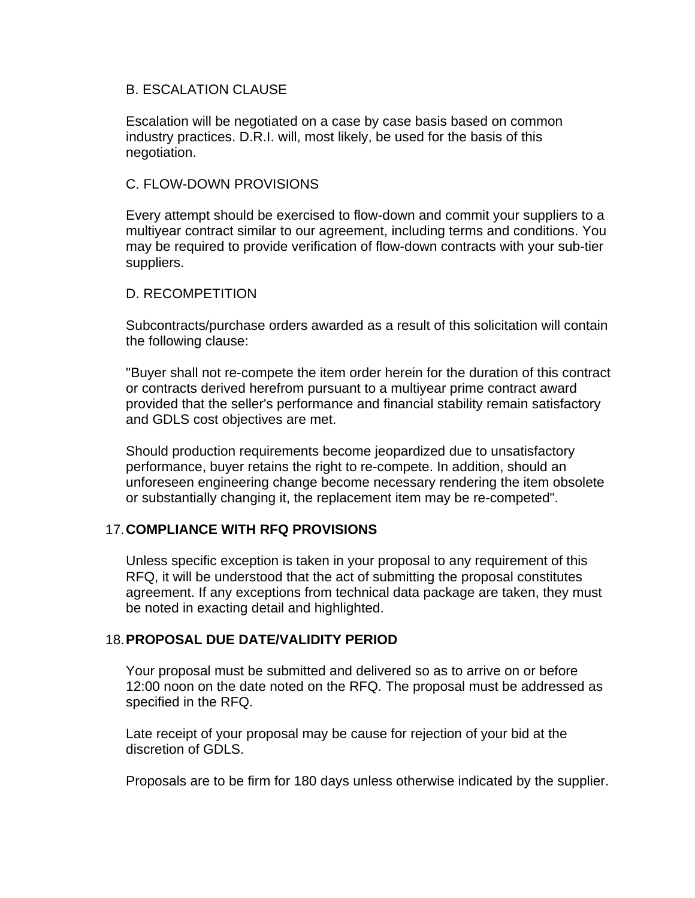B. ESCALATION CLAUSE

Escalation will be negotiated on a case by case basis based on common industry practices. D.R.I. will, most likely, be used for the basis of this negotiation.

C. FLOW-DOWN PROVISIONS

Every attempt should be exercised to flow-down and commit your suppliers to a multiyear contract similar to our agreement, including terms and conditions. You may be required to provide verification of flow-down contracts with your sub-tier suppliers.

D. RECOMPETITION

Subcontracts/purchase orders awarded as a result of this solicitation will contain the following clause:

"Buyer shall not re-compete the item order herein for the duration of this contract or contracts derived herefrom pursuant to a multiyear prime contract award provided that the seller's performance and financial stability remain satisfactory and GDLS cost objectives are met.

Should production requirements become jeopardized due to unsatisfactory performance, buyer retains the right to re-compete. In addition, should an unforeseen engineering change become necessary rendering the item obsolete or substantially changing it, the replacement item may be re-competed".

17. **COMPLIANCE WITH RFQ PROVISIONS**

Unless specific exception is taken in your proposal to any requirement of this RFQ, it will be understood that the act of submitting the proposal constitutes agreement. If any exceptions from technical data package are taken, they must be noted in exacting detail and highlighted.

18. **PROPOSAL DUE DATE/VALIDITY PERIOD**

Your proposal must be submitted and delivered so as to arrive on or before 12:00 noon on the date noted on the RFQ. The proposal must be addressed as specified in the RFQ.

Late receipt of your proposal may be cause for rejection of your bid at the discretion of GDLS.

Proposals are to be firm for 180 days unless otherwise indicated by the supplier.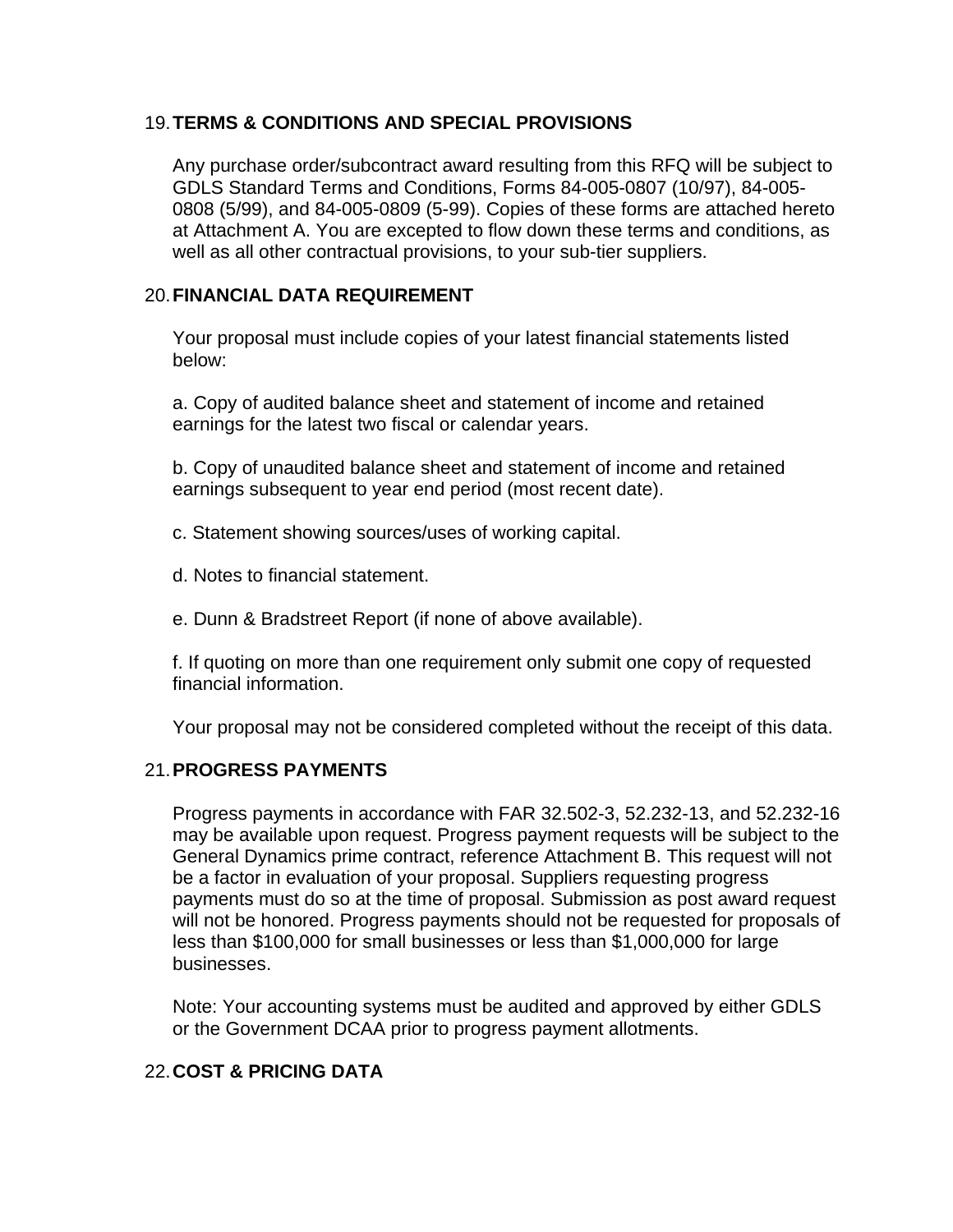## 19. TERMS & CONDITIONS AND SPECIAL PROVISIONS

Any purchase order/subcontract award resulting from this RFQ will be subject to GDLS Standard Terms and Conditions, Forms 84-005-0807 (10/97), 84-005-0808 (5/99), and 84-005-0809 (5-99). Copies of these forms are attached hereto at Attachment A. You are excepted to flow down these terms and conditions, as well as all other contractual provisions, to your sub-tier suppliers.

## 20. FINANCIAL DATA REQUIREMENT

Your proposal must include copies of your latest financial statements listed below:

a. Copy of audited balance sheet and statement of income and retained earnings for the latest two fiscal or calendar years.

b. Copy of unaudited balance sheet and statement of income and retained earnings subsequent to year end period (most recent date).

c. Statement showing sources/uses of working capital.

d. Notes to financial statement.

e. Dunn & Bradstreet Report (if none of above available).

f. If quoting on more than one requirement only submit one copy of requested financial information.

Your proposal may not be considered completed without the receipt of this data.

## 21. PROGRESS PAYMENTS

Progress payments in accordance with FAR 32.502-3, 52.232-13, and 52.232-16 may be available upon request. Progress payment requests will be subject to the General Dynamics prime contract, reference Attachment B. This request will not be a factor in evaluation of your proposal. Suppliers requesting progress payments must do so at the time of proposal. Submission as post award request will not be honored. Progress payments should not be requested for proposals of less than $100,000 for small businesses or less than $1,000,000 for large businesses.

Note: Your accounting systems must be audited and approved by either GDLS or the Government DCAA prior to progress payment allotments.

## 22. COST & PRICING DATA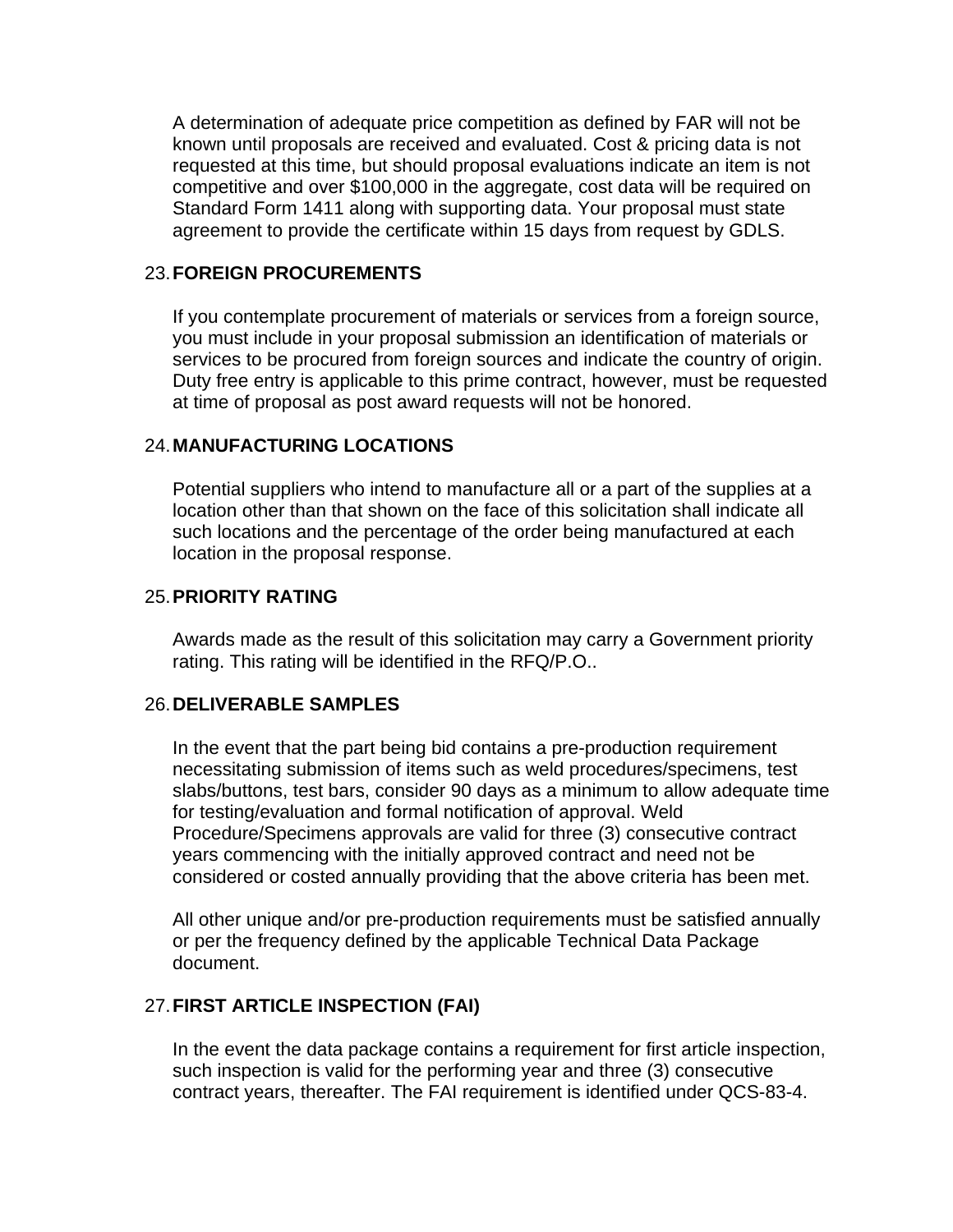A determination of adequate price competition as defined by FAR will not be known until proposals are received and evaluated. Cost & pricing data is not requested at this time, but should proposal evaluations indicate an item is not competitive and over $100,000 in the aggregate, cost data will be required on Standard Form 1411 along with supporting data. Your proposal must state agreement to provide the certificate within 15 days from request by GDLS.

23. **FOREIGN PROCUREMENTS**

    If you contemplate procurement of materials or services from a foreign source, you must include in your proposal submission an identification of materials or services to be procured from foreign sources and indicate the country of origin. Duty free entry is applicable to this prime contract, however, must be requested at time of proposal as post award requests will not be honored.

24. **MANUFACTURING LOCATIONS**

    Potential suppliers who intend to manufacture all or a part of the supplies at a location other than that shown on the face of this solicitation shall indicate all such locations and the percentage of the order being manufactured at each location in the proposal response.

25. **PRIORITY RATING**

    Awards made as the result of this solicitation may carry a Government priority rating. This rating will be identified in the RFQ/P.O..

26. **DELIVERABLE SAMPLES**

    In the event that the part being bid contains a pre-production requirement necessitating submission of items such as weld procedures/specimens, test slabs/buttons, test bars, consider 90 days as a minimum to allow adequate time for testing/evaluation and formal notification of approval. Weld Procedure/Specimens approvals are valid for three (3) consecutive contract years commencing with the initially approved contract and need not be considered or costed annually providing that the above criteria has been met.

    All other unique and/or pre-production requirements must be satisfied annually or per the frequency defined by the applicable Technical Data Package document.

27. **FIRST ARTICLE INSPECTION (FAI)**

    In the event the data package contains a requirement for first article inspection, such inspection is valid for the performing year and three (3) consecutive contract years, thereafter. The FAI requirement is identified under QCS-83-4.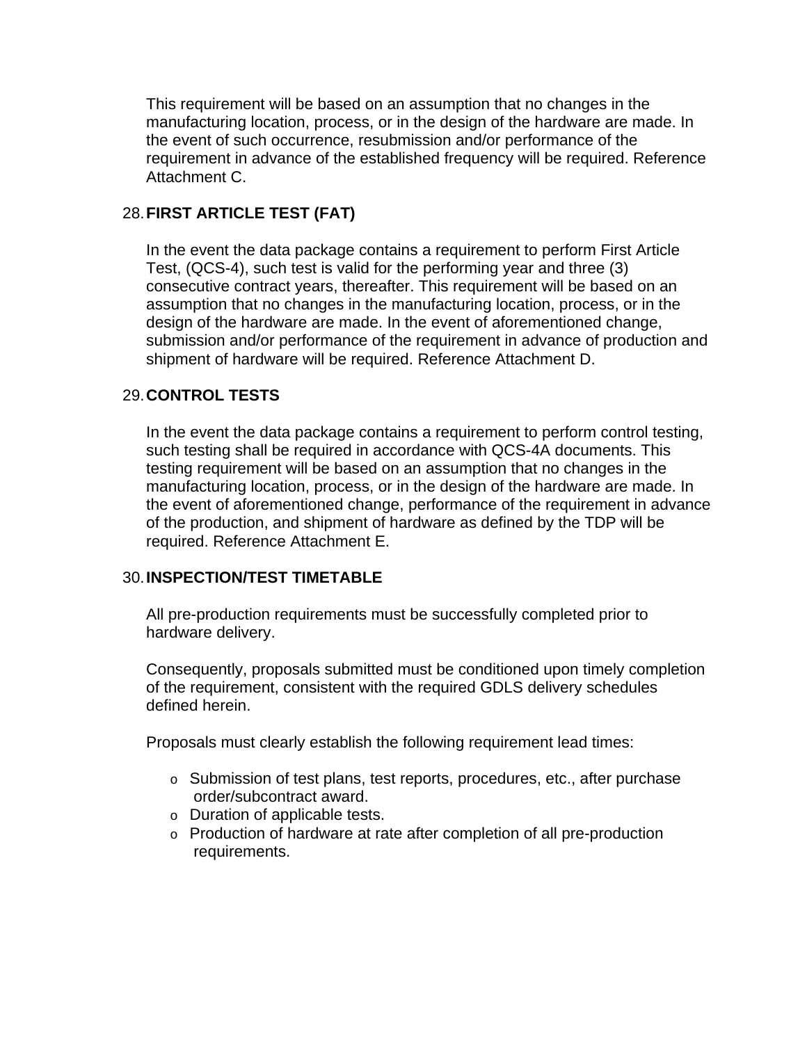This requirement will be based on an assumption that no changes in the manufacturing location, process, or in the design of the hardware are made. In the event of such occurrence, resubmission and/or performance of the requirement in advance of the established frequency will be required. Reference Attachment C.

28. **FIRST ARTICLE TEST (FAT)**

In the event the data package contains a requirement to perform First Article Test, (QCS-4), such test is valid for the performing year and three (3) consecutive contract years, thereafter. This requirement will be based on an assumption that no changes in the manufacturing location, process, or in the design of the hardware are made. In the event of aforementioned change, submission and/or performance of the requirement in advance of production and shipment of hardware will be required. Reference Attachment D.

29. **CONTROL TESTS**

In the event the data package contains a requirement to perform control testing, such testing shall be required in accordance with QCS-4A documents. This testing requirement will be based on an assumption that no changes in the manufacturing location, process, or in the design of the hardware are made. In the event of aforementioned change, performance of the requirement in advance of the production, and shipment of hardware as defined by the TDP will be required. Reference Attachment E.

30. **INSPECTION/TEST TIMETABLE**

All pre-production requirements must be successfully completed prior to hardware delivery.

Consequently, proposals submitted must be conditioned upon timely completion of the requirement, consistent with the required GDLS delivery schedules defined herein.

Proposals must clearly establish the following requirement lead times:

- Submission of test plans, test reports, procedures, etc., after purchase order/subcontract award.
- Duration of applicable tests.
- Production of hardware at rate after completion of all pre-production requirements.